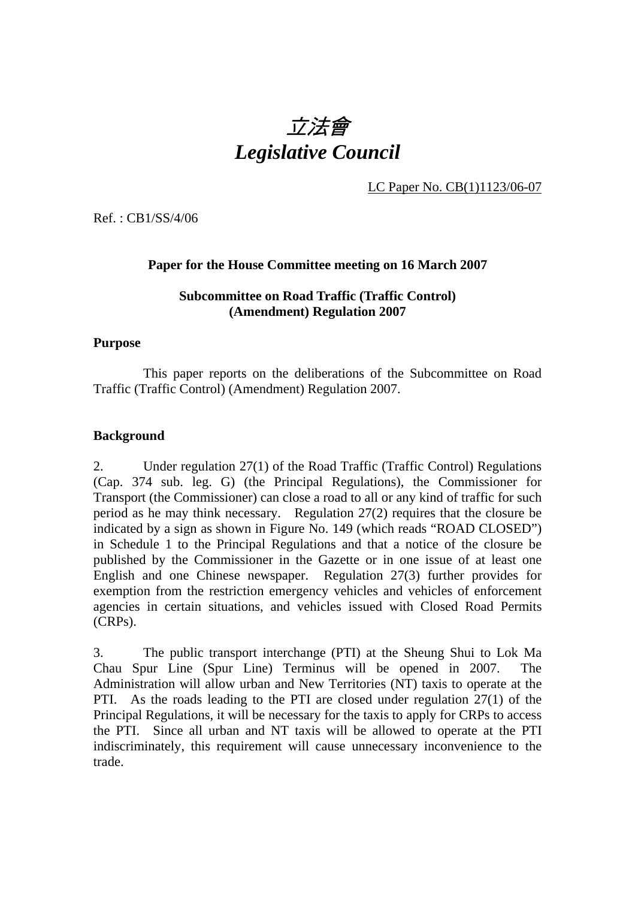# *立法會*
# *Legislative Council*

LC Paper No. CB(1)1123/06-07

Ref. : CB1/SS/4/06

**Paper for the House Committee meeting on 16 March 2007**

**Subcommittee on Road Traffic (Traffic Control) (Amendment) Regulation 2007**

**Purpose**

This paper reports on the deliberations of the Subcommittee on Road Traffic (Traffic Control) (Amendment) Regulation 2007.

**Background**

2. Under regulation 27(1) of the Road Traffic (Traffic Control) Regulations (Cap. 374 sub. leg. G) (the Principal Regulations), the Commissioner for Transport (the Commissioner) can close a road to all or any kind of traffic for such period as he may think necessary. Regulation 27(2) requires that the closure be indicated by a sign as shown in Figure No. 149 (which reads "ROAD CLOSED") in Schedule 1 to the Principal Regulations and that a notice of the closure be published by the Commissioner in the Gazette or in one issue of at least one English and one Chinese newspaper. Regulation 27(3) further provides for exemption from the restriction emergency vehicles and vehicles of enforcement agencies in certain situations, and vehicles issued with Closed Road Permits (CRPs).

3. The public transport interchange (PTI) at the Sheung Shui to Lok Ma Chau Spur Line (Spur Line) Terminus will be opened in 2007. The Administration will allow urban and New Territories (NT) taxis to operate at the PTI. As the roads leading to the PTI are closed under regulation 27(1) of the Principal Regulations, it will be necessary for the taxis to apply for CRPs to access the PTI. Since all urban and NT taxis will be allowed to operate at the PTI indiscriminately, this requirement will cause unnecessary inconvenience to the trade.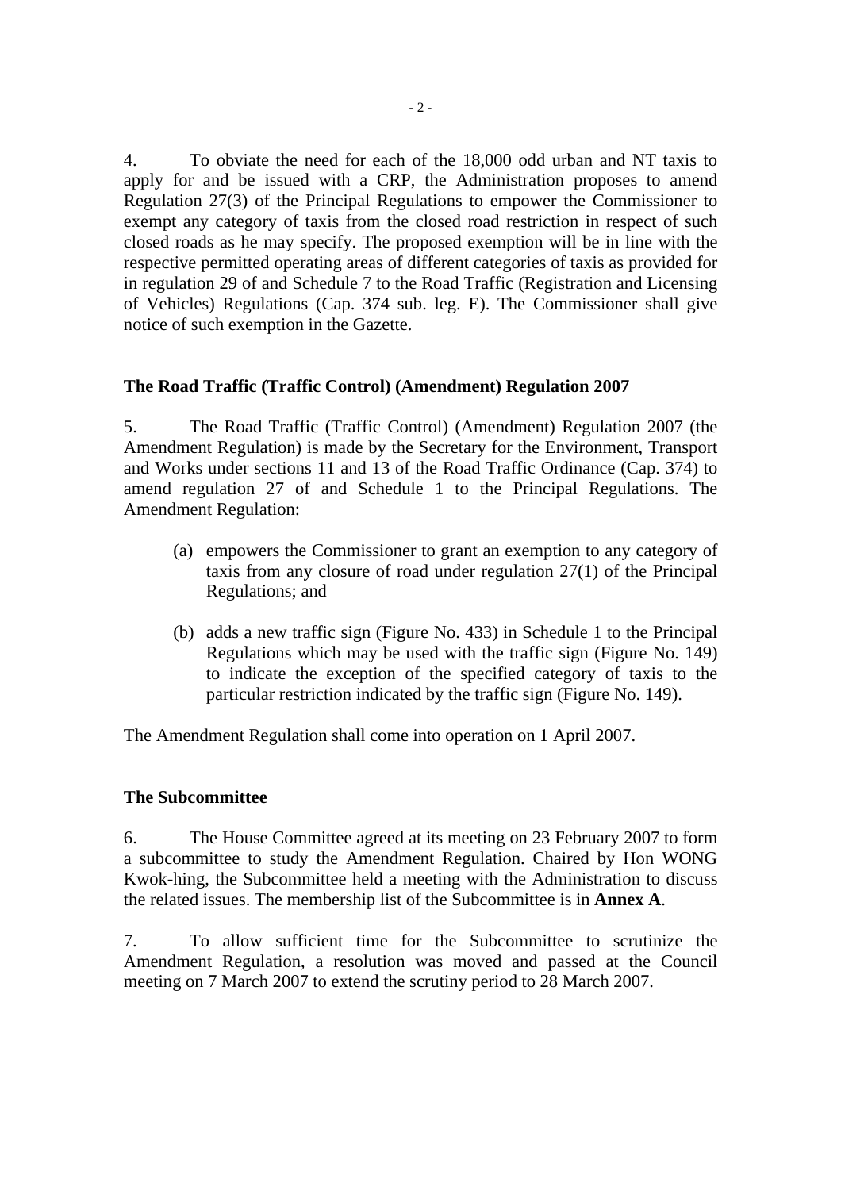4. To obviate the need for each of the 18,000 odd urban and NT taxis to apply for and be issued with a CRP, the Administration proposes to amend Regulation 27(3) of the Principal Regulations to empower the Commissioner to exempt any category of taxis from the closed road restriction in respect of such closed roads as he may specify. The proposed exemption will be in line with the respective permitted operating areas of different categories of taxis as provided for in regulation 29 of and Schedule 7 to the Road Traffic (Registration and Licensing of Vehicles) Regulations (Cap. 374 sub. leg. E). The Commissioner shall give notice of such exemption in the Gazette.

**The Road Traffic (Traffic Control) (Amendment) Regulation 2007**

5. The Road Traffic (Traffic Control) (Amendment) Regulation 2007 (the Amendment Regulation) is made by the Secretary for the Environment, Transport and Works under sections 11 and 13 of the Road Traffic Ordinance (Cap. 374) to amend regulation 27 of and Schedule 1 to the Principal Regulations. The Amendment Regulation:

(a) empowers the Commissioner to grant an exemption to any category of taxis from any closure of road under regulation 27(1) of the Principal Regulations; and

(b) adds a new traffic sign (Figure No. 433) in Schedule 1 to the Principal Regulations which may be used with the traffic sign (Figure No. 149) to indicate the exception of the specified category of taxis to the particular restriction indicated by the traffic sign (Figure No. 149).

The Amendment Regulation shall come into operation on 1 April 2007.

**The Subcommittee**

6. The House Committee agreed at its meeting on 23 February 2007 to form a subcommittee to study the Amendment Regulation. Chaired by Hon WONG Kwok-hing, the Subcommittee held a meeting with the Administration to discuss the related issues. The membership list of the Subcommittee is in **Annex A**.

7. To allow sufficient time for the Subcommittee to scrutinize the Amendment Regulation, a resolution was moved and passed at the Council meeting on 7 March 2007 to extend the scrutiny period to 28 March 2007.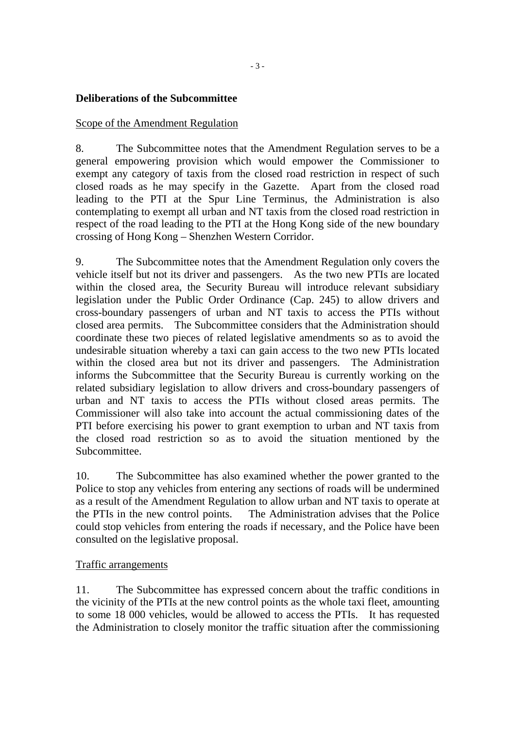**Deliberations of the Subcommittee**

Scope of the Amendment Regulation

8. The Subcommittee notes that the Amendment Regulation serves to be a general empowering provision which would empower the Commissioner to exempt any category of taxis from the closed road restriction in respect of such closed roads as he may specify in the Gazette. Apart from the closed road leading to the PTI at the Spur Line Terminus, the Administration is also contemplating to exempt all urban and NT taxis from the closed road restriction in respect of the road leading to the PTI at the Hong Kong side of the new boundary crossing of Hong Kong – Shenzhen Western Corridor.

9. The Subcommittee notes that the Amendment Regulation only covers the vehicle itself but not its driver and passengers. As the two new PTIs are located within the closed area, the Security Bureau will introduce relevant subsidiary legislation under the Public Order Ordinance (Cap. 245) to allow drivers and cross-boundary passengers of urban and NT taxis to access the PTIs without closed area permits. The Subcommittee considers that the Administration should coordinate these two pieces of related legislative amendments so as to avoid the undesirable situation whereby a taxi can gain access to the two new PTIs located within the closed area but not its driver and passengers. The Administration informs the Subcommittee that the Security Bureau is currently working on the related subsidiary legislation to allow drivers and cross-boundary passengers of urban and NT taxis to access the PTIs without closed areas permits. The Commissioner will also take into account the actual commissioning dates of the PTI before exercising his power to grant exemption to urban and NT taxis from the closed road restriction so as to avoid the situation mentioned by the Subcommittee.

10. The Subcommittee has also examined whether the power granted to the Police to stop any vehicles from entering any sections of roads will be undermined as a result of the Amendment Regulation to allow urban and NT taxis to operate at the PTIs in the new control points. The Administration advises that the Police could stop vehicles from entering the roads if necessary, and the Police have been consulted on the legislative proposal.

Traffic arrangements

11. The Subcommittee has expressed concern about the traffic conditions in the vicinity of the PTIs at the new control points as the whole taxi fleet, amounting to some 18 000 vehicles, would be allowed to access the PTIs. It has requested the Administration to closely monitor the traffic situation after the commissioning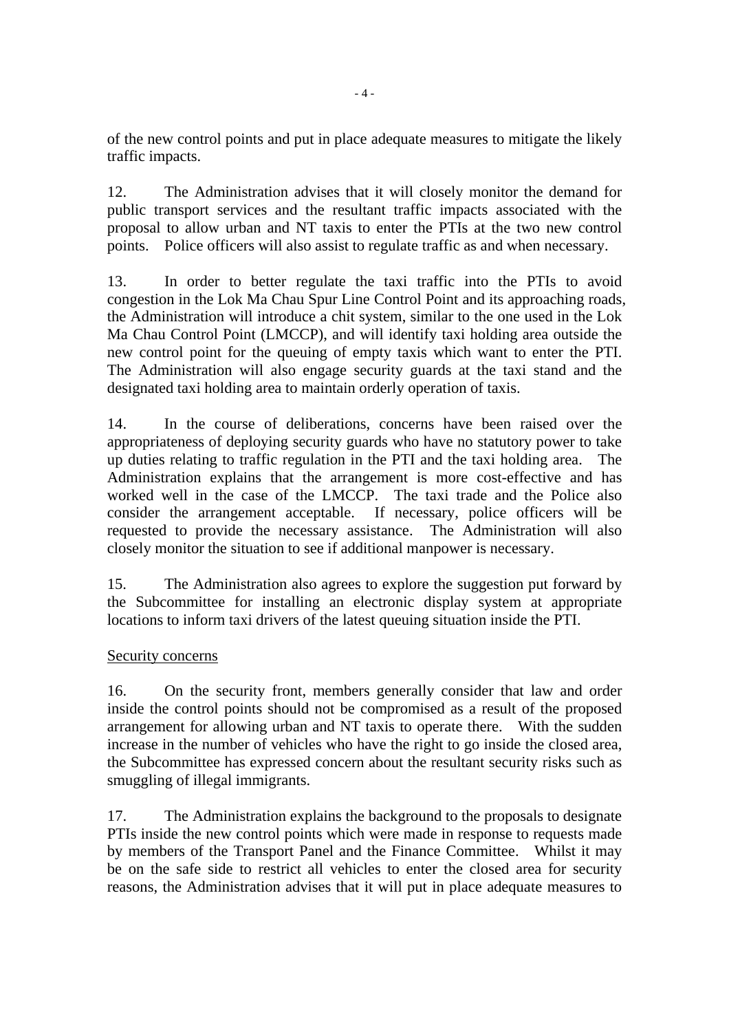of the new control points and put in place adequate measures to mitigate the likely traffic impacts.

12. The Administration advises that it will closely monitor the demand for public transport services and the resultant traffic impacts associated with the proposal to allow urban and NT taxis to enter the PTIs at the two new control points. Police officers will also assist to regulate traffic as and when necessary.

13. In order to better regulate the taxi traffic into the PTIs to avoid congestion in the Lok Ma Chau Spur Line Control Point and its approaching roads, the Administration will introduce a chit system, similar to the one used in the Lok Ma Chau Control Point (LMCCP), and will identify taxi holding area outside the new control point for the queuing of empty taxis which want to enter the PTI. The Administration will also engage security guards at the taxi stand and the designated taxi holding area to maintain orderly operation of taxis.

14. In the course of deliberations, concerns have been raised over the appropriateness of deploying security guards who have no statutory power to take up duties relating to traffic regulation in the PTI and the taxi holding area. The Administration explains that the arrangement is more cost-effective and has worked well in the case of the LMCCP. The taxi trade and the Police also consider the arrangement acceptable. If necessary, police officers will be requested to provide the necessary assistance. The Administration will also closely monitor the situation to see if additional manpower is necessary.

15. The Administration also agrees to explore the suggestion put forward by the Subcommittee for installing an electronic display system at appropriate locations to inform taxi drivers of the latest queuing situation inside the PTI.

<u>Security concerns</u>

16. On the security front, members generally consider that law and order inside the control points should not be compromised as a result of the proposed arrangement for allowing urban and NT taxis to operate there. With the sudden increase in the number of vehicles who have the right to go inside the closed area, the Subcommittee has expressed concern about the resultant security risks such as smuggling of illegal immigrants.

17. The Administration explains the background to the proposals to designate PTIs inside the new control points which were made in response to requests made by members of the Transport Panel and the Finance Committee. Whilst it may be on the safe side to restrict all vehicles to enter the closed area for security reasons, the Administration advises that it will put in place adequate measures to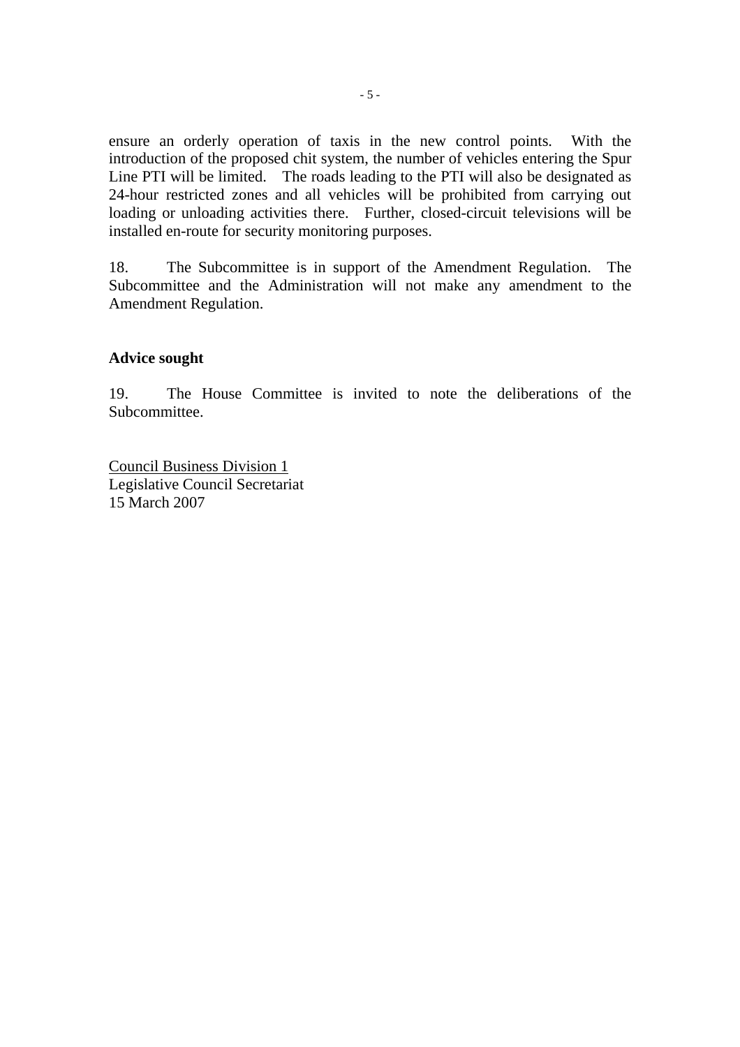ensure an orderly operation of taxis in the new control points. With the introduction of the proposed chit system, the number of vehicles entering the Spur Line PTI will be limited. The roads leading to the PTI will also be designated as 24-hour restricted zones and all vehicles will be prohibited from carrying out loading or unloading activities there. Further, closed-circuit televisions will be installed en-route for security monitoring purposes.

18. The Subcommittee is in support of the Amendment Regulation. The Subcommittee and the Administration will not make any amendment to the Amendment Regulation.

**Advice sought**

19. The House Committee is invited to note the deliberations of the Subcommittee.

Council Business Division 1
Legislative Council Secretariat
15 March 2007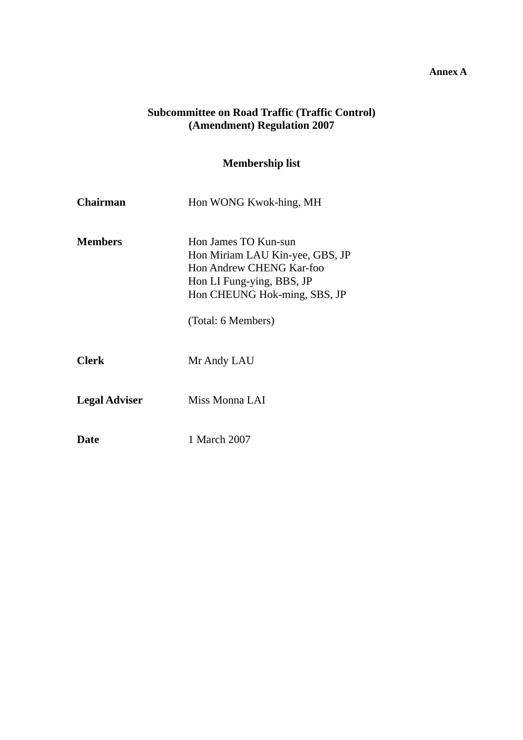**Annex A**

**Subcommittee on Road Traffic (Traffic Control) (Amendment) Regulation 2007**

**Membership list**

| | |
|---|---|
| **Chairman** | Hon WONG Kwok-hing, MH |
| **Members** | Hon James TO Kun-sun<br>Hon Miriam LAU Kin-yee, GBS, JP<br>Hon Andrew CHENG Kar-foo<br>Hon LI Fung-ying, BBS, JP<br>Hon CHEUNG Hok-ming, SBS, JP<br><br>(Total: 6 Members) |
| **Clerk** | Mr Andy LAU |
| **Legal Adviser** | Miss Monna LAI |
| **Date** | 1 March 2007 |